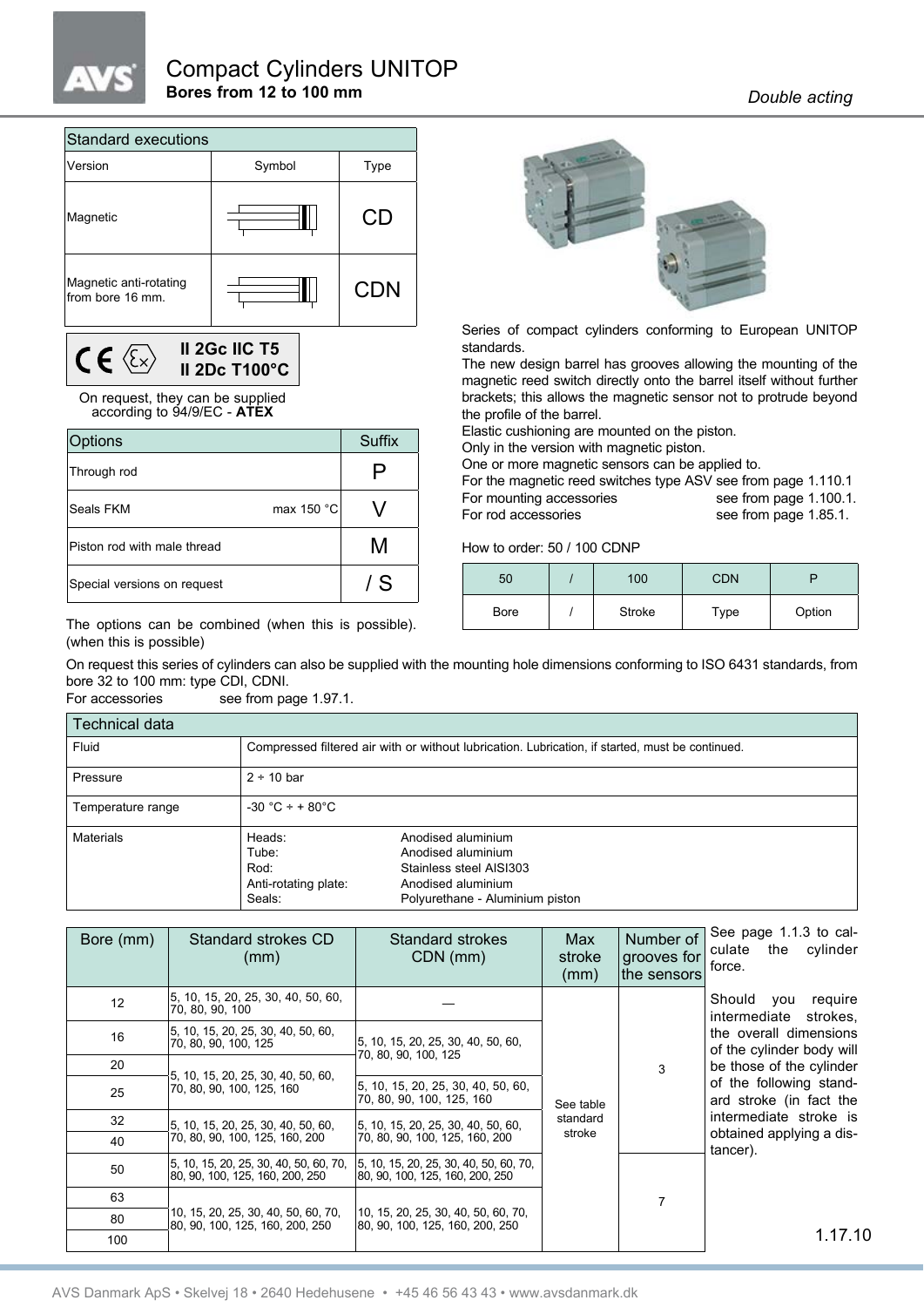# Compact Cylinders UNITOP

**Bores from 12 to 100 mm**

*Double acting*

| Standard executions | | |
|---|---|---|
| Version | Symbol | Type |
| Magnetic | | CD |
| Magnetic anti-rotating from bore 16 mm. | | CDN |

**II 2Gc IIC T5**
**II 2Dc T100°C**

On request, they can be supplied according to 94/9/EC - **ATEX**

| Options | | Suffix |
|---|---|---|
| Through rod | | P |
| Seals FKM | max 150 °C | V |
| Piston rod with male thread | | M |
| Special versions on request | | / S |

The options can be combined (when this is possible). (when this is possible)

Series of compact cylinders conforming to European UNITOP standards.
The new design barrel has grooves allowing the mounting of the magnetic reed switch directly onto the barrel itself without further brackets; this allows the magnetic sensor not to protrude beyond the profile of the barrel.
Elastic cushioning are mounted on the piston.
Only in the version with magnetic piston.
One or more magnetic sensors can be applied to.
For the magnetic reed switches type ASV see from page 1.110.1
For mounting accessories see from page 1.100.1.
For rod accessories see from page 1.85.1.

How to order: 50 / 100 CDNP

| 50 | / | 100 | CDN | P |
|---|---|---|---|---|
| Bore | / | Stroke | Type | Option |

On request this series of cylinders can also be supplied with the mounting hole dimensions conforming to ISO 6431 standards, from bore 32 to 100 mm: type CDI, CDNI.
For accessories see from page 1.97.1.

| Technical data | | |
|---|---|---|
| Fluid | Compressed filtered air with or without lubrication. Lubrication, if started, must be continued. | |
| Pressure | 2 ÷ 10 bar | |
| Temperature range | -30 °C ÷ + 80°C | |
| Materials | Heads:<br>Tube:<br>Rod:<br>Anti-rotating plate:<br>Seals: | Anodised aluminium<br>Anodised aluminium<br>Stainless steel AISI303<br>Anodised aluminium<br>Polyurethane - Aluminium piston |

| Bore (mm) | Standard strokes CD (mm) | Standard strokes CDN (mm) | Max stroke (mm) | Number of grooves for the sensors |
|---|---|---|---|---|
| 12 | 5, 10, 15, 20, 25, 30, 40, 50, 60, 70, 80, 90, 100 | — | See table standard stroke | 3 |
| 16 | 5, 10, 15, 20, 25, 30, 40, 50, 60, 70, 80, 90, 100, 125 | 5, 10, 15, 20, 25, 30, 40, 50, 60, 70, 80, 90, 100, 125 | See table standard stroke | 3 |
| 20 | 5, 10, 15, 20, 25, 30, 40, 50, 60, 70, 80, 90, 100, 125, 160 | 5, 10, 15, 20, 25, 30, 40, 50, 60, 70, 80, 90, 100, 125 | See table standard stroke | 3 |
| 25 | 5, 10, 15, 20, 25, 30, 40, 50, 60, 70, 80, 90, 100, 125, 160 | 5, 10, 15, 20, 25, 30, 40, 50, 60, 70, 80, 90, 100, 125, 160 | See table standard stroke | 3 |
| 32 | 5, 10, 15, 20, 25, 30, 40, 50, 60, 70, 80, 90, 100, 125, 160, 200 | 5, 10, 15, 20, 25, 30, 40, 50, 60, 70, 80, 90, 100, 125, 160, 200 | See table standard stroke | 3 |
| 40 | 5, 10, 15, 20, 25, 30, 40, 50, 60, 70, 80, 90, 100, 125, 160, 200 | 5, 10, 15, 20, 25, 30, 40, 50, 60, 70, 80, 90, 100, 125, 160, 200 | See table standard stroke | 3 |
| 50 | 5, 10, 15, 20, 25, 30, 40, 50, 60, 70, 80, 90, 100, 125, 160, 200, 250 | 5, 10, 15, 20, 25, 30, 40, 50, 60, 70, 80, 90, 100, 125, 160, 200, 250 | See table standard stroke | 7 |
| 63 | 10, 15, 20, 25, 30, 40, 50, 60, 70, 80, 90, 100, 125, 160, 200, 250 | 10, 15, 20, 25, 30, 40, 50, 60, 70, 80, 90, 100, 125, 160, 200, 250 | See table standard stroke | 7 |
| 80 | 10, 15, 20, 25, 30, 40, 50, 60, 70, 80, 90, 100, 125, 160, 200, 250 | 10, 15, 20, 25, 30, 40, 50, 60, 70, 80, 90, 100, 125, 160, 200, 250 | See table standard stroke | 7 |
| 100 | 10, 15, 20, 25, 30, 40, 50, 60, 70, 80, 90, 100, 125, 160, 200, 250 | 10, 15, 20, 25, 30, 40, 50, 60, 70, 80, 90, 100, 125, 160, 200, 250 | See table standard stroke | 7 |

See page 1.1.3 to calculate the cylinder force.

Should you require intermediate strokes, the overall dimensions of the cylinder body will be those of the cylinder of the following standard stroke (in fact the intermediate stroke is obtained applying a distancer).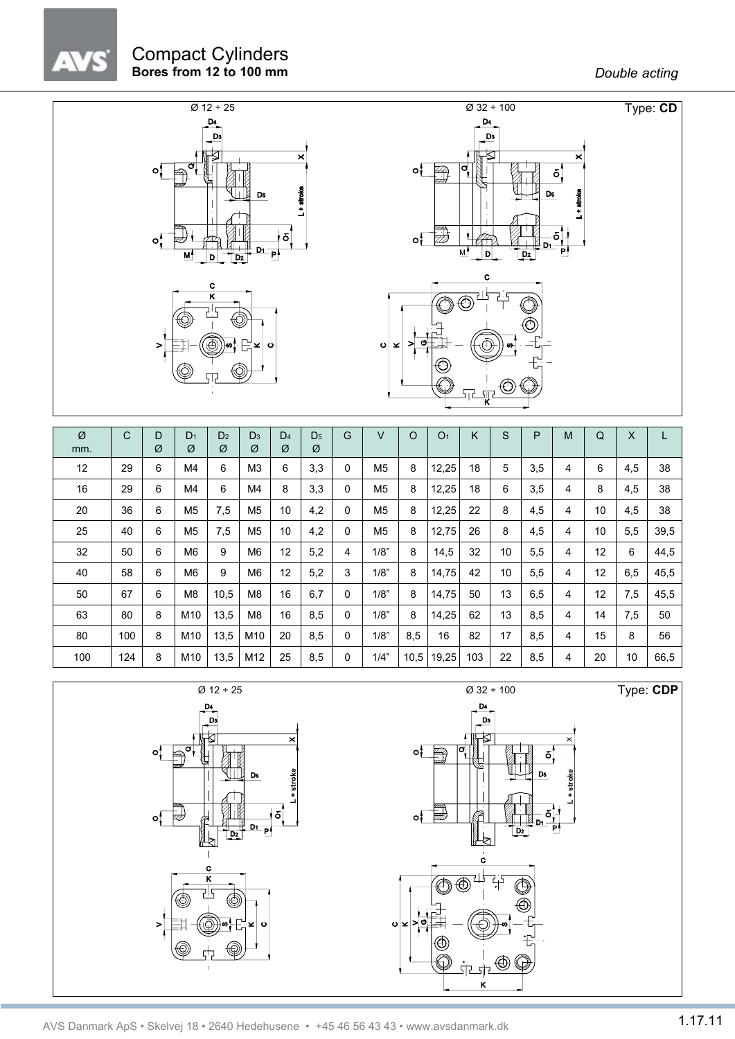# Compact Cylinders
**Bores from 12 to 100 mm**

*Double acting*

Ø 12 ÷ 25 &nbsp;&nbsp;&nbsp; Ø 32 ÷ 100 &nbsp;&nbsp;&nbsp; Type: **CD**

| Ø mm. | C | D Ø | $D_1$ Ø | $D_2$ Ø | $D_3$ Ø | $D_4$ Ø | $D_5$ Ø | G | V | O | $O_1$ | K | S | P | M | Q | X | L |
|---|---|---|---|---|---|---|---|---|---|---|---|---|---|---|---|---|---|---|
| 12 | 29 | 6 | M4 | 6 | M3 | 6 | 3,3 | 0 | M5 | 8 | 12,25 | 18 | 5 | 3,5 | 4 | 6 | 4,5 | 38 |
| 16 | 29 | 6 | M4 | 6 | M4 | 8 | 3,3 | 0 | M5 | 8 | 12,25 | 18 | 6 | 3,5 | 4 | 8 | 4,5 | 38 |
| 20 | 36 | 6 | M5 | 7,5 | M5 | 10 | 4,2 | 0 | M5 | 8 | 12,25 | 22 | 8 | 4,5 | 4 | 10 | 4,5 | 38 |
| 25 | 40 | 6 | M5 | 7,5 | M5 | 10 | 4,2 | 0 | M5 | 8 | 12,75 | 26 | 8 | 4,5 | 4 | 10 | 5,5 | 39,5 |
| 32 | 50 | 6 | M6 | 9 | M6 | 12 | 5,2 | 4 | 1/8" | 8 | 14,5 | 32 | 10 | 5,5 | 4 | 12 | 6 | 44,5 |
| 40 | 58 | 6 | M6 | 9 | M6 | 12 | 5,2 | 3 | 1/8" | 8 | 14,75 | 42 | 10 | 5,5 | 4 | 12 | 6,5 | 45,5 |
| 50 | 67 | 6 | M8 | 10,5 | M8 | 16 | 6,7 | 0 | 1/8" | 8 | 14,75 | 50 | 13 | 6,5 | 4 | 12 | 7,5 | 45,5 |
| 63 | 80 | 8 | M10 | 13,5 | M8 | 16 | 8,5 | 0 | 1/8" | 8 | 14,25 | 62 | 13 | 8,5 | 4 | 14 | 7,5 | 50 |
| 80 | 100 | 8 | M10 | 13,5 | M10 | 20 | 8,5 | 0 | 1/8" | 8,5 | 16 | 82 | 17 | 8,5 | 4 | 15 | 8 | 56 |
| 100 | 124 | 8 | M10 | 13,5 | M12 | 25 | 8,5 | 0 | 1/4" | 10,5 | 19,25 | 103 | 22 | 8,5 | 4 | 20 | 10 | 66,5 |

Ø 12 ÷ 25 &nbsp;&nbsp;&nbsp; Ø 32 ÷ 100 &nbsp;&nbsp;&nbsp; Type: **CDP**

AVS Danmark ApS • Skelvej 18 • 2640 Hedehusene • +45 46 56 43 43 • www.avsdanmark.dk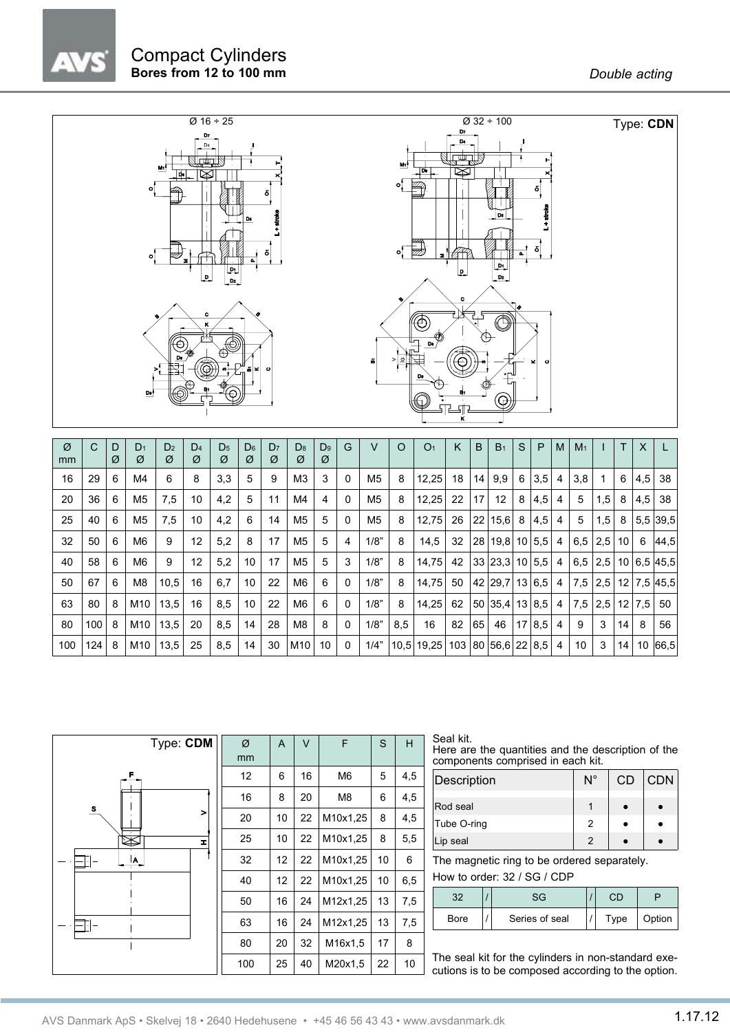# Compact Cylinders

**Bores from 12 to 100 mm**

*Double acting*

Type: **CDN**

Ø 16 ÷ 25

Ø 32 ÷ 100

| Ø mm | C | D Ø | $D_1$ Ø | $D_2$ Ø | $D_4$ Ø | $D_5$ Ø | $D_6$ Ø | $D_7$ Ø | $D_8$ Ø | $D_9$ Ø | G | V | O | $O_1$ | K | B | $B_1$ | S | P | M | $M_1$ | I | T | X | L |
|---|---|---|---|---|---|---|---|---|---|---|---|---|---|---|---|---|---|---|---|---|---|---|---|---|---|
| 16 | 29 | 6 | M4 | 6 | 8 | 3,3 | 5 | 9 | M3 | 3 | 0 | M5 | 8 | 12,25 | 18 | 14 | 9,9 | 6 | 3,5 | 4 | 3,8 | 1 | 6 | 4,5 | 38 |
| 20 | 36 | 6 | M5 | 7,5 | 10 | 4,2 | 5 | 11 | M4 | 4 | 0 | M5 | 8 | 12,25 | 22 | 17 | 12 | 8 | 4,5 | 4 | 5 | 1,5 | 8 | 4,5 | 38 |
| 25 | 40 | 6 | M5 | 7,5 | 10 | 4,2 | 6 | 14 | M5 | 5 | 0 | M5 | 8 | 12,75 | 26 | 22 | 15,6 | 8 | 4,5 | 4 | 5 | 1,5 | 8 | 5,5 | 39,5 |
| 32 | 50 | 6 | M6 | 9 | 12 | 5,2 | 8 | 17 | M5 | 5 | 4 | 1/8” | 8 | 14,5 | 32 | 28 | 19,8 | 10 | 5,5 | 4 | 6,5 | 2,5 | 10 | 6 | 44,5 |
| 40 | 58 | 6 | M6 | 9 | 12 | 5,2 | 10 | 17 | M5 | 5 | 3 | 1/8” | 8 | 14,75 | 42 | 33 | 23,3 | 10 | 5,5 | 4 | 6,5 | 2,5 | 10 | 6,5 | 45,5 |
| 50 | 67 | 6 | M8 | 10,5 | 16 | 6,7 | 10 | 22 | M6 | 6 | 0 | 1/8” | 8 | 14,75 | 50 | 42 | 29,7 | 13 | 6,5 | 4 | 7,5 | 2,5 | 12 | 7,5 | 45,5 |
| 63 | 80 | 8 | M10 | 13,5 | 16 | 8,5 | 10 | 22 | M6 | 6 | 0 | 1/8” | 8 | 14,25 | 62 | 50 | 35,4 | 13 | 8,5 | 4 | 7,5 | 2,5 | 12 | 7,5 | 50 |
| 80 | 100 | 8 | M10 | 13,5 | 20 | 8,5 | 14 | 28 | M8 | 8 | 0 | 1/8” | 8,5 | 16 | 82 | 65 | 46 | 17 | 8,5 | 4 | 9 | 3 | 14 | 8 | 56 |
| 100 | 124 | 8 | M10 | 13,5 | 25 | 8,5 | 14 | 30 | M10 | 10 | 0 | 1/4” | 10,5 | 19,25 | 103 | 80 | 56,6 | 22 | 8,5 | 4 | 10 | 3 | 14 | 10 | 66,5 |

Type: **CDM**

| Ø mm | A | V | F | S | H |
|---|---|---|---|---|---|
| 12 | 6 | 16 | M6 | 5 | 4,5 |
| 16 | 8 | 20 | M8 | 6 | 4,5 |
| 20 | 10 | 22 | M10x1,25 | 8 | 4,5 |
| 25 | 10 | 22 | M10x1,25 | 8 | 5,5 |
| 32 | 12 | 22 | M10x1,25 | 10 | 6 |
| 40 | 12 | 22 | M10x1,25 | 10 | 6,5 |
| 50 | 16 | 24 | M12x1,25 | 13 | 7,5 |
| 63 | 16 | 24 | M12x1,25 | 13 | 7,5 |
| 80 | 20 | 32 | M16x1,5 | 17 | 8 |
| 100 | 25 | 40 | M20x1,5 | 22 | 10 |

Seal kit.
Here are the quantities and the description of the components comprised in each kit.

| Description | N° | CD | CDN |
|---|---|---|---|
| Rod seal | 1 | ● | ● |
| Tube O-ring | 2 | ● | ● |
| Lip seal | 2 | ● | ● |

The magnetic ring to be ordered separately.

How to order: 32 / SG / CDP

| 32 | / | SG | / | CD | P |
|---|---|---|---|---|---|
| Bore | / | Series of seal | / | Type | Option |

The seal kit for the cylinders in non-standard executions is to be composed according to the option.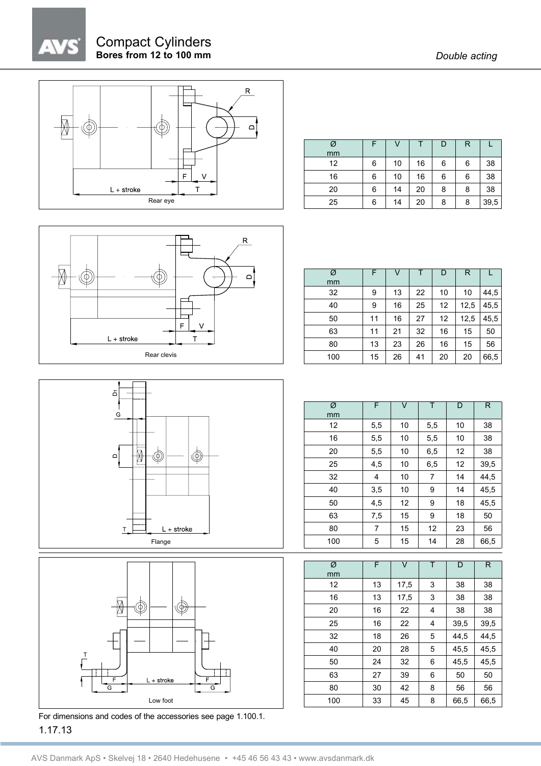# Compact Cylinders

**Bores from 12 to 100 mm**

*Double acting*

Rear eye

| Ø mm | F | V | T | D | R | L |
|---|---|---|---|---|---|---|
| 12 | 6 | 10 | 16 | 6 | 6 | 38 |
| 16 | 6 | 10 | 16 | 6 | 6 | 38 |
| 20 | 6 | 14 | 20 | 8 | 8 | 38 |
| 25 | 6 | 14 | 20 | 8 | 8 | 39,5 |

Rear clevis

| Ø mm | F | V | T | D | R | L |
|---|---|---|---|---|---|---|
| 32 | 9 | 13 | 22 | 10 | 10 | 44,5 |
| 40 | 9 | 16 | 25 | 12 | 12,5 | 45,5 |
| 50 | 11 | 16 | 27 | 12 | 12,5 | 45,5 |
| 63 | 11 | 21 | 32 | 16 | 15 | 50 |
| 80 | 13 | 23 | 26 | 16 | 15 | 56 |
| 100 | 15 | 26 | 41 | 20 | 20 | 66,5 |

Flange

| Ø mm | F | V | T | D | R |
|---|---|---|---|---|---|
| 12 | 5,5 | 10 | 5,5 | 10 | 38 |
| 16 | 5,5 | 10 | 5,5 | 10 | 38 |
| 20 | 5,5 | 10 | 6,5 | 12 | 38 |
| 25 | 4,5 | 10 | 6,5 | 12 | 39,5 |
| 32 | 4 | 10 | 7 | 14 | 44,5 |
| 40 | 3,5 | 10 | 9 | 14 | 45,5 |
| 50 | 4,5 | 12 | 9 | 18 | 45,5 |
| 63 | 7,5 | 15 | 9 | 18 | 50 |
| 80 | 7 | 15 | 12 | 23 | 56 |
| 100 | 5 | 15 | 14 | 28 | 66,5 |

Low foot

| Ø mm | F | V | T | D | R |
|---|---|---|---|---|---|
| 12 | 13 | 17,5 | 3 | 38 | 38 |
| 16 | 13 | 17,5 | 3 | 38 | 38 |
| 20 | 16 | 22 | 4 | 38 | 38 |
| 25 | 16 | 22 | 4 | 39,5 | 39,5 |
| 32 | 18 | 26 | 5 | 44,5 | 44,5 |
| 40 | 20 | 28 | 5 | 45,5 | 45,5 |
| 50 | 24 | 32 | 6 | 45,5 | 45,5 |
| 63 | 27 | 39 | 6 | 50 | 50 |
| 80 | 30 | 42 | 8 | 56 | 56 |
| 100 | 33 | 45 | 8 | 66,5 | 66,5 |

For dimensions and codes of the accessories see page 1.100.1.

1.17.13

AVS Danmark ApS • Skelvej 18 • 2640 Hedehusene • +45 46 56 43 43 • www.avsdanmark.dk